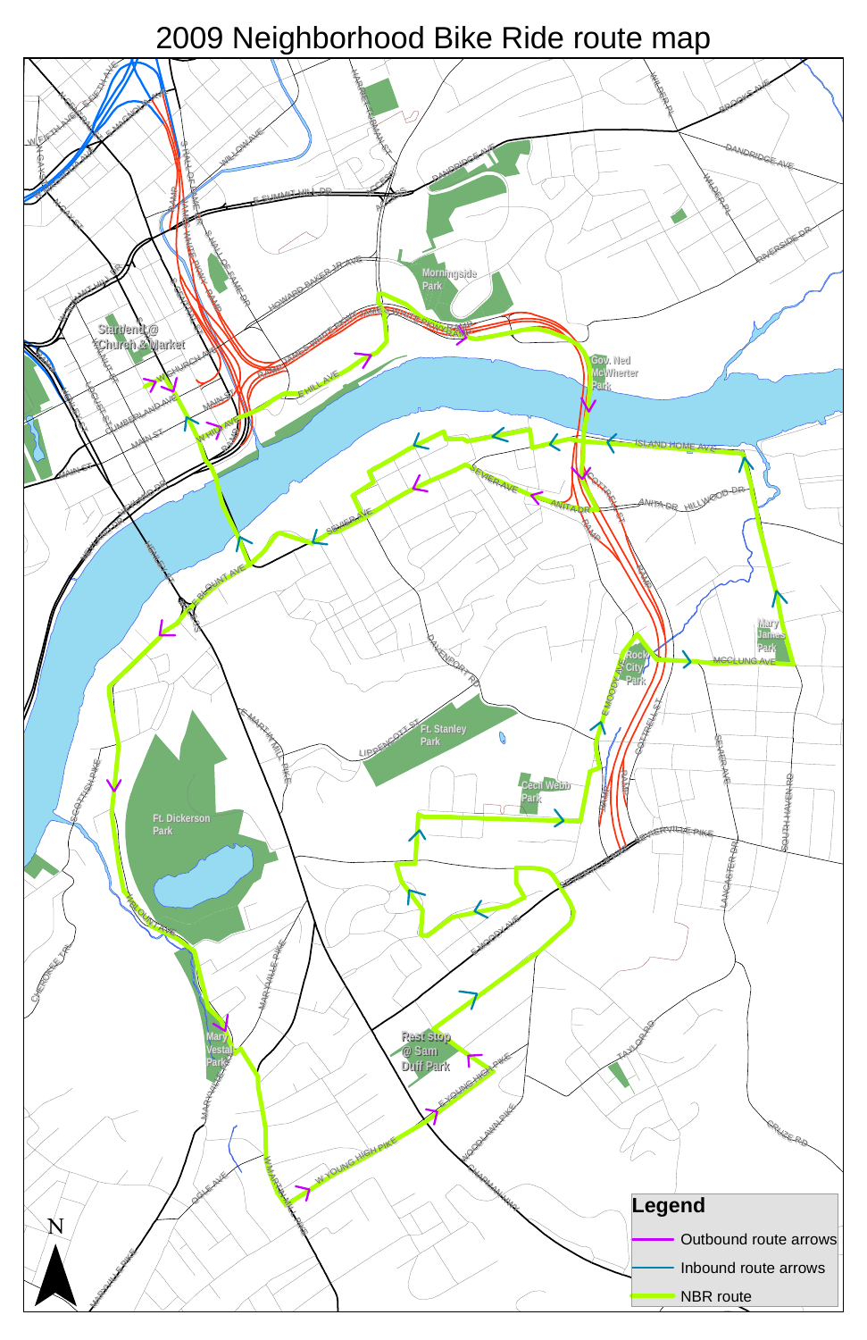# 2009 Neighborhood Bike Ride route map

**Legend**

- Outbound route arrows
- Inbound route arrows
- NBR route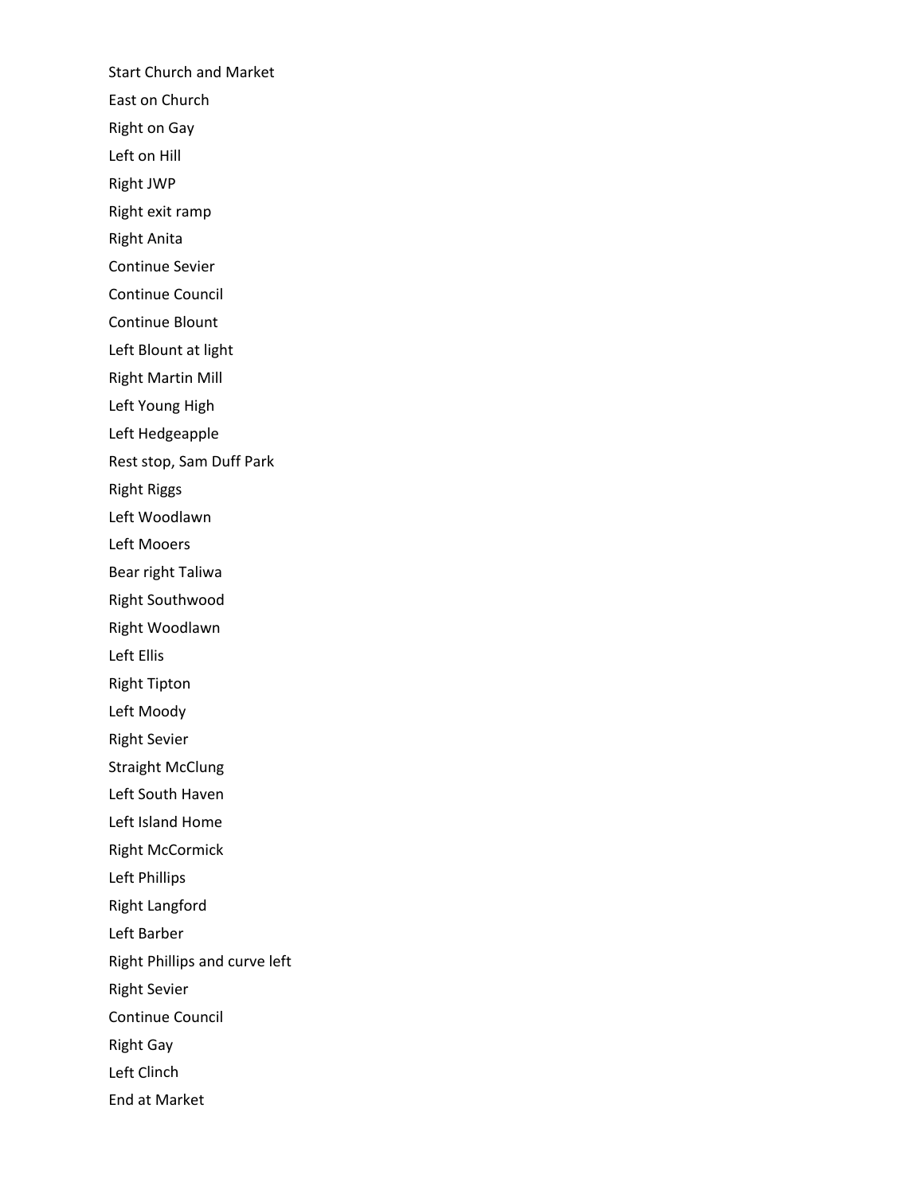Start Church and Market

East on Church

Right on Gay

Left on Hill

Right JWP

Right exit ramp

Right Anita

Continue Sevier

Continue Council

Continue Blount

Left Blount at light

Right Martin Mill

Left Young High

Left Hedgeapple

Rest stop, Sam Duff Park

Right Riggs

Left Woodlawn

Left Mooers

Bear right Taliwa

Right Southwood

Right Woodlawn

Left Ellis

Right Tipton

Left Moody

Right Sevier

Straight McClung

Left South Haven

Left Island Home

Right McCormick

Left Phillips

Right Langford

Left Barber

Right Phillips and curve left

Right Sevier

Continue Council

Right Gay

Left Clinch

End at Market